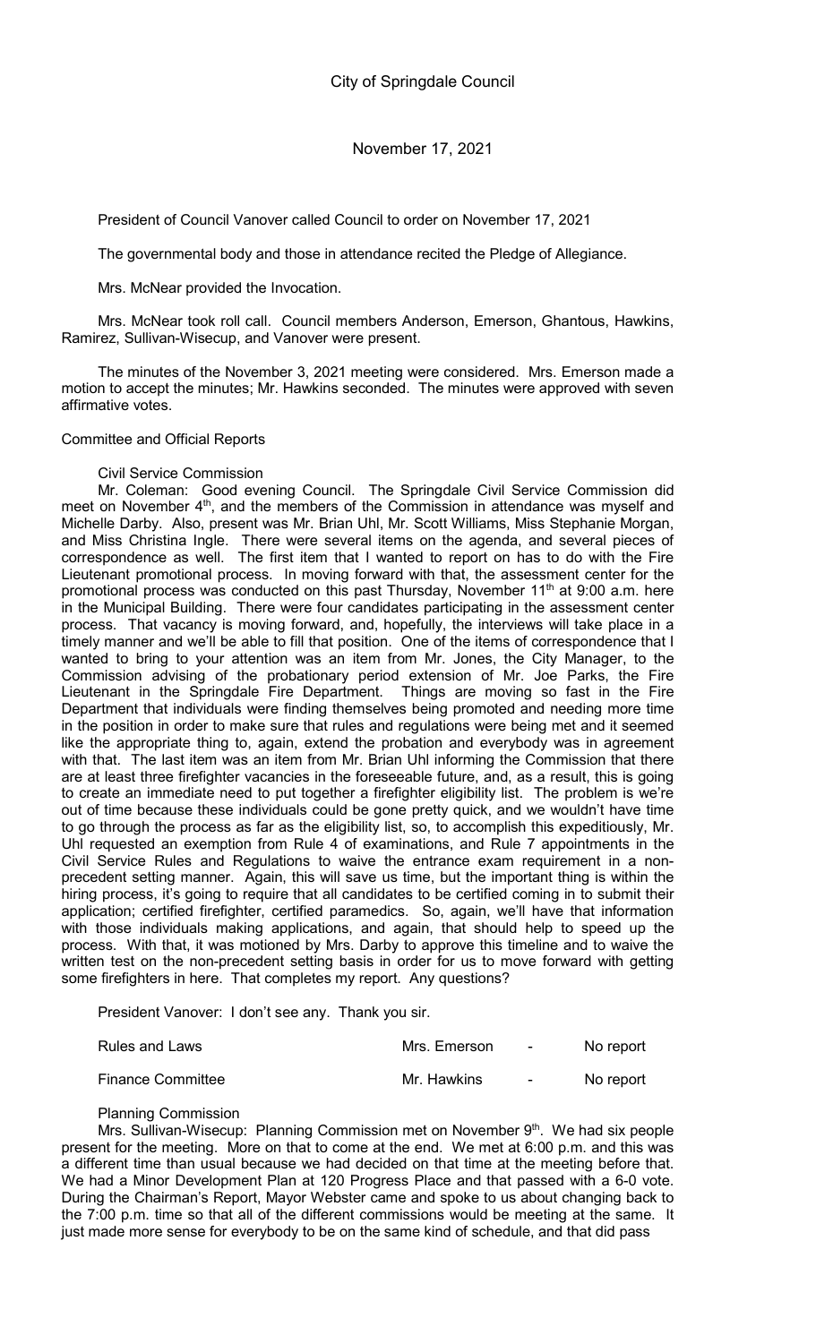# City of Springdale Council

November 17, 2021

President of Council Vanover called Council to order on November 17, 2021

The governmental body and those in attendance recited the Pledge of Allegiance.

Mrs. McNear provided the Invocation.

Mrs. McNear took roll call. Council members Anderson, Emerson, Ghantous, Hawkins, Ramirez, Sullivan-Wisecup, and Vanover were present.

The minutes of the November 3, 2021 meeting were considered. Mrs. Emerson made a motion to accept the minutes; Mr. Hawkins seconded. The minutes were approved with seven affirmative votes.

## Committee and Official Reports

### Civil Service Commission

Mr. Coleman: Good evening Council. The Springdale Civil Service Commission did meet on November 4th, and the members of the Commission in attendance was myself and Michelle Darby. Also, present was Mr. Brian Uhl, Mr. Scott Williams, Miss Stephanie Morgan, and Miss Christina Ingle. There were several items on the agenda, and several pieces of correspondence as well. The first item that I wanted to report on has to do with the Fire Lieutenant promotional process. In moving forward with that, the assessment center for the promotional process was conducted on this past Thursday, November 11th at 9:00 a.m. here in the Municipal Building. There were four candidates participating in the assessment center process. That vacancy is moving forward, and, hopefully, the interviews will take place in a timely manner and we'll be able to fill that position. One of the items of correspondence that I wanted to bring to your attention was an item from Mr. Jones, the City Manager, to the Commission advising of the probationary period extension of Mr. Joe Parks, the Fire Lieutenant in the Springdale Fire Department. Things are moving so fast in the Fire Department that individuals were finding themselves being promoted and needing more time in the position in order to make sure that rules and regulations were being met and it seemed like the appropriate thing to, again, extend the probation and everybody was in agreement with that. The last item was an item from Mr. Brian Uhl informing the Commission that there are at least three firefighter vacancies in the foreseeable future, and, as a result, this is going to create an immediate need to put together a firefighter eligibility list. The problem is we're out of time because these individuals could be gone pretty quick, and we wouldn't have time to go through the process as far as the eligibility list, so, to accomplish this expeditiously, Mr. Uhl requested an exemption from Rule 4 of examinations, and Rule 7 appointments in the Civil Service Rules and Regulations to waive the entrance exam requirement in a non-precedent setting manner. Again, this will save us time, but the important thing is within the hiring process, it's going to require that all candidates to be certified coming in to submit their application; certified firefighter, certified paramedics. So, again, we'll have that information with those individuals making applications, and again, that should help to speed up the process. With that, it was motioned by Mrs. Darby to approve this timeline and to waive the written test on the non-precedent setting basis in order for us to move forward with getting some firefighters in here. That completes my report. Any questions?

President Vanover: I don't see any. Thank you sir.

| | | | |
|---|---|---|---|
| Rules and Laws | Mrs. Emerson | - | No report |
| Finance Committee | Mr. Hawkins | - | No report |

### Planning Commission

Mrs. Sullivan-Wisecup: Planning Commission met on November 9th. We had six people present for the meeting. More on that to come at the end. We met at 6:00 p.m. and this was a different time than usual because we had decided on that time at the meeting before that. We had a Minor Development Plan at 120 Progress Place and that passed with a 6-0 vote. During the Chairman's Report, Mayor Webster came and spoke to us about changing back to the 7:00 p.m. time so that all of the different commissions would be meeting at the same. It just made more sense for everybody to be on the same kind of schedule, and that did pass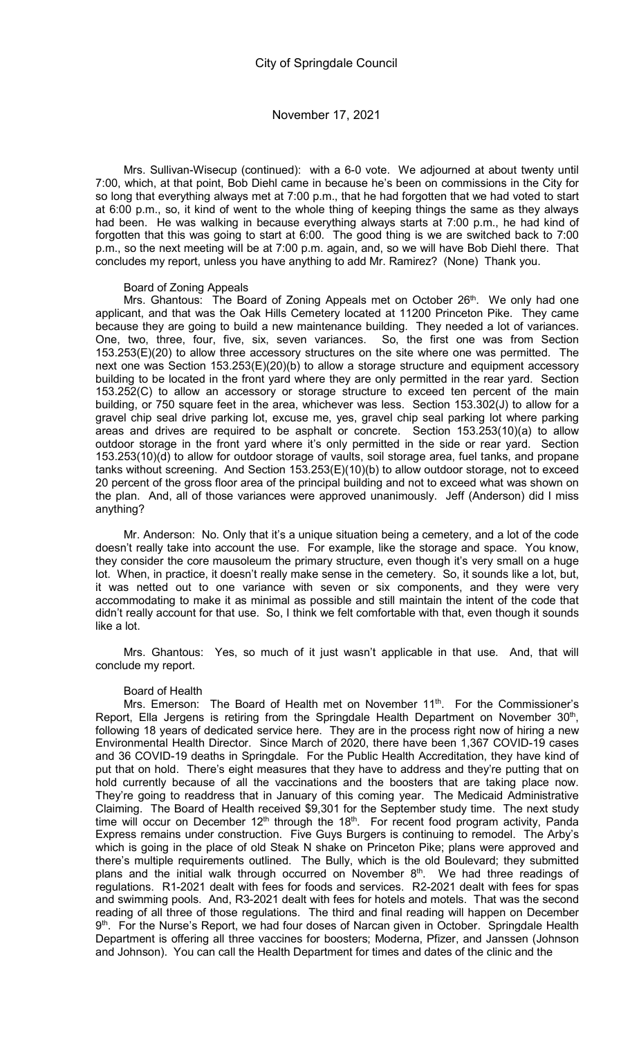Mrs. Sullivan-Wisecup (continued): with a 6-0 vote. We adjourned at about twenty until 7:00, which, at that point, Bob Diehl came in because he's been on commissions in the City for so long that everything always met at 7:00 p.m., that he had forgotten that we had voted to start at 6:00 p.m., so, it kind of went to the whole thing of keeping things the same as they always had been. He was walking in because everything always starts at 7:00 p.m., he had kind of forgotten that this was going to start at 6:00. The good thing is we are switched back to 7:00 p.m., so the next meeting will be at 7:00 p.m. again, and, so we will have Bob Diehl there. That concludes my report, unless you have anything to add Mr. Ramirez? (None) Thank you.

Board of Zoning Appeals

Mrs. Ghantous: The Board of Zoning Appeals met on October 26th. We only had one applicant, and that was the Oak Hills Cemetery located at 11200 Princeton Pike. They came because they are going to build a new maintenance building. They needed a lot of variances. One, two, three, four, five, six, seven variances. So, the first one was from Section 153.253(E)(20) to allow three accessory structures on the site where one was permitted. The next one was Section 153.253(E)(20)(b) to allow a storage structure and equipment accessory building to be located in the front yard where they are only permitted in the rear yard. Section 153.252(C) to allow an accessory or storage structure to exceed ten percent of the main building, or 750 square feet in the area, whichever was less. Section 153.302(J) to allow for a gravel chip seal drive parking lot, excuse me, yes, gravel chip seal parking lot where parking areas and drives are required to be asphalt or concrete. Section 153.253(10)(a) to allow outdoor storage in the front yard where it's only permitted in the side or rear yard. Section 153.253(10)(d) to allow for outdoor storage of vaults, soil storage area, fuel tanks, and propane tanks without screening. And Section 153.253(E)(10)(b) to allow outdoor storage, not to exceed 20 percent of the gross floor area of the principal building and not to exceed what was shown on the plan. And, all of those variances were approved unanimously. Jeff (Anderson) did I miss anything?

Mr. Anderson: No. Only that it's a unique situation being a cemetery, and a lot of the code doesn't really take into account the use. For example, like the storage and space. You know, they consider the core mausoleum the primary structure, even though it's very small on a huge lot. When, in practice, it doesn't really make sense in the cemetery. So, it sounds like a lot, but, it was netted out to one variance with seven or six components, and they were very accommodating to make it as minimal as possible and still maintain the intent of the code that didn't really account for that use. So, I think we felt comfortable with that, even though it sounds like a lot.

Mrs. Ghantous: Yes, so much of it just wasn't applicable in that use. And, that will conclude my report.

Board of Health

Mrs. Emerson: The Board of Health met on November 11th. For the Commissioner's Report, Ella Jergens is retiring from the Springdale Health Department on November 30th, following 18 years of dedicated service here. They are in the process right now of hiring a new Environmental Health Director. Since March of 2020, there have been 1,367 COVID-19 cases and 36 COVID-19 deaths in Springdale. For the Public Health Accreditation, they have kind of put that on hold. There's eight measures that they have to address and they're putting that on hold currently because of all the vaccinations and the boosters that are taking place now. They're going to readdress that in January of this coming year. The Medicaid Administrative Claiming. The Board of Health received $9,301 for the September study time. The next study time will occur on December 12th through the 18th. For recent food program activity, Panda Express remains under construction. Five Guys Burgers is continuing to remodel. The Arby's which is going in the place of old Steak N shake on Princeton Pike; plans were approved and there's multiple requirements outlined. The Bully, which is the old Boulevard; they submitted plans and the initial walk through occurred on November 8th. We had three readings of regulations. R1-2021 dealt with fees for foods and services. R2-2021 dealt with fees for spas and swimming pools. And, R3-2021 dealt with fees for hotels and motels. That was the second reading of all three of those regulations. The third and final reading will happen on December 9th. For the Nurse's Report, we had four doses of Narcan given in October. Springdale Health Department is offering all three vaccines for boosters; Moderna, Pfizer, and Janssen (Johnson and Johnson). You can call the Health Department for times and dates of the clinic and the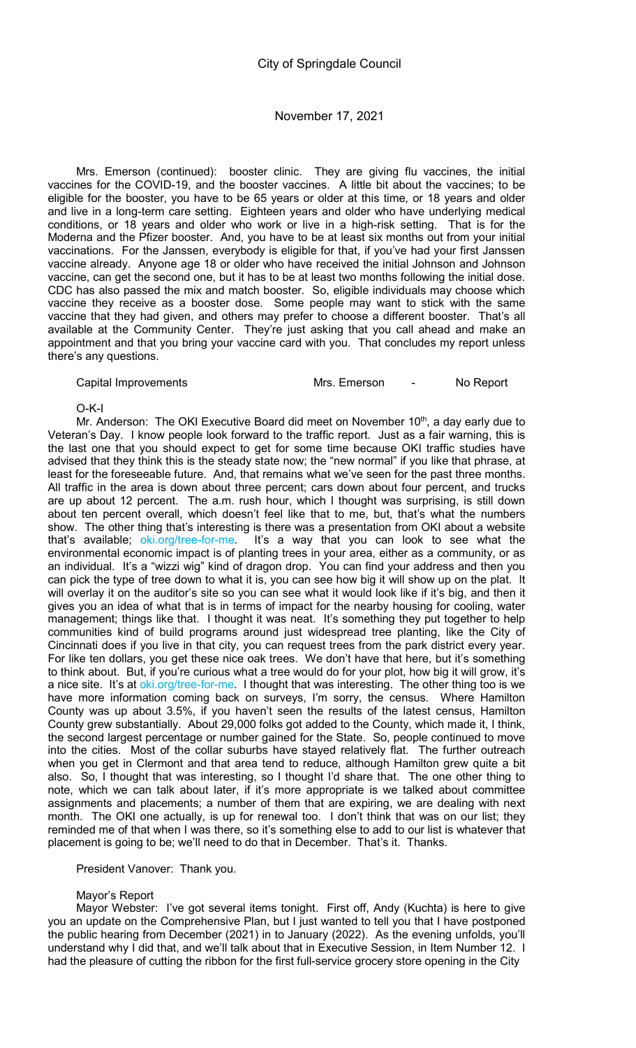Mrs. Emerson (continued): booster clinic. They are giving flu vaccines, the initial vaccines for the COVID-19, and the booster vaccines. A little bit about the vaccines; to be eligible for the booster, you have to be 65 years or older at this time, or 18 years and older and live in a long-term care setting. Eighteen years and older who have underlying medical conditions, or 18 years and older who work or live in a high-risk setting. That is for the Moderna and the Pfizer booster. And, you have to be at least six months out from your initial vaccinations. For the Janssen, everybody is eligible for that, if you've had your first Janssen vaccine already. Anyone age 18 or older who have received the initial Johnson and Johnson vaccine, can get the second one, but it has to be at least two months following the initial dose. CDC has also passed the mix and match booster. So, eligible individuals may choose which vaccine they receive as a booster dose. Some people may want to stick with the same vaccine that they had given, and others may prefer to choose a different booster. That's all available at the Community Center. They're just asking that you call ahead and make an appointment and that you bring your vaccine card with you. That concludes my report unless there's any questions.

Capital Improvements — Mrs. Emerson - No Report

O-K-I

Mr. Anderson: The OKI Executive Board did meet on November 10th, a day early due to Veteran's Day. I know people look forward to the traffic report. Just as a fair warning, this is the last one that you should expect to get for some time because OKI traffic studies have advised that they think this is the steady state now; the "new normal" if you like that phrase, at least for the foreseeable future. And, that remains what we've seen for the past three months. All traffic in the area is down about three percent; cars down about four percent, and trucks are up about 12 percent. The a.m. rush hour, which I thought was surprising, is still down about ten percent overall, which doesn't feel like that to me, but, that's what the numbers show. The other thing that's interesting is there was a presentation from OKI about a website that's available; oki.org/tree-for-me. It's a way that you can look to see what the environmental economic impact is of planting trees in your area, either as a community, or as an individual. It's a "wizzi wig" kind of dragon drop. You can find your address and then you can pick the type of tree down to what it is, you can see how big it will show up on the plat. It will overlay it on the auditor's site so you can see what it would look like if it's big, and then it gives you an idea of what that is in terms of impact for the nearby housing for cooling, water management; things like that. I thought it was neat. It's something they put together to help communities kind of build programs around just widespread tree planting, like the City of Cincinnati does if you live in that city, you can request trees from the park district every year. For like ten dollars, you get these nice oak trees. We don't have that here, but it's something to think about. But, if you're curious what a tree would do for your plot, how big it will grow, it's a nice site. It's at oki.org/tree-for-me. I thought that was interesting. The other thing too is we have more information coming back on surveys, I'm sorry, the census. Where Hamilton County was up about 3.5%, if you haven't seen the results of the latest census, Hamilton County grew substantially. About 29,000 folks got added to the County, which made it, I think, the second largest percentage or number gained for the State. So, people continued to move into the cities. Most of the collar suburbs have stayed relatively flat. The further outreach when you get in Clermont and that area tend to reduce, although Hamilton grew quite a bit also. So, I thought that was interesting, so I thought I'd share that. The one other thing to note, which we can talk about later, if it's more appropriate is we talked about committee assignments and placements; a number of them that are expiring, we are dealing with next month. The OKI one actually, is up for renewal too. I don't think that was on our list; they reminded me of that when I was there, so it's something else to add to our list is whatever that placement is going to be; we'll need to do that in December. That's it. Thanks.

President Vanover: Thank you.

Mayor's Report

Mayor Webster: I've got several items tonight. First off, Andy (Kuchta) is here to give you an update on the Comprehensive Plan, but I just wanted to tell you that I have postponed the public hearing from December (2021) in to January (2022). As the evening unfolds, you'll understand why I did that, and we'll talk about that in Executive Session, in Item Number 12. I had the pleasure of cutting the ribbon for the first full-service grocery store opening in the City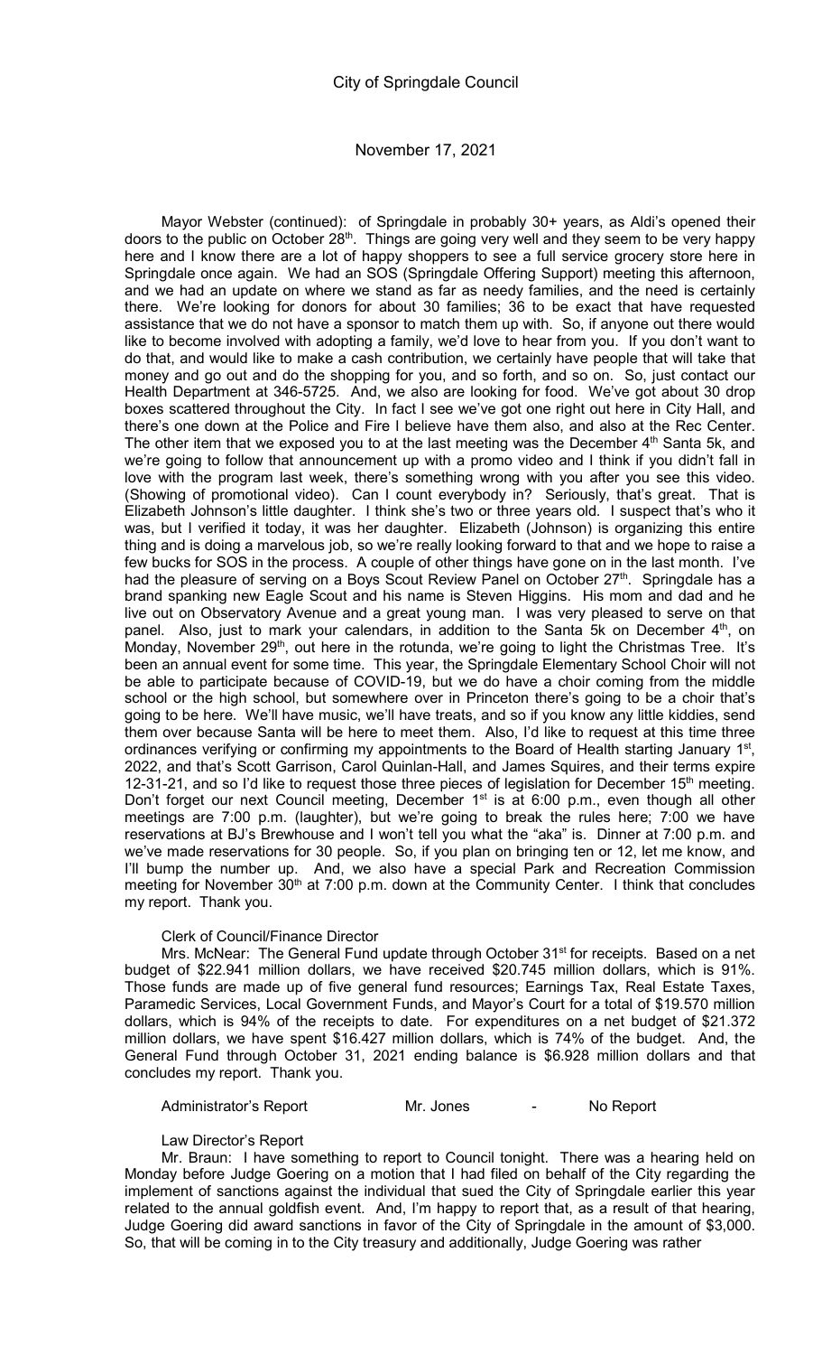Mayor Webster (continued): of Springdale in probably 30+ years, as Aldi's opened their doors to the public on October 28th. Things are going very well and they seem to be very happy here and I know there are a lot of happy shoppers to see a full service grocery store here in Springdale once again. We had an SOS (Springdale Offering Support) meeting this afternoon, and we had an update on where we stand as far as needy families, and the need is certainly there. We're looking for donors for about 30 families; 36 to be exact that have requested assistance that we do not have a sponsor to match them up with. So, if anyone out there would like to become involved with adopting a family, we'd love to hear from you. If you don't want to do that, and would like to make a cash contribution, we certainly have people that will take that money and go out and do the shopping for you, and so forth, and so on. So, just contact our Health Department at 346-5725. And, we also are looking for food. We've got about 30 drop boxes scattered throughout the City. In fact I see we've got one right out here in City Hall, and there's one down at the Police and Fire I believe have them also, and also at the Rec Center. The other item that we exposed you to at the last meeting was the December 4th Santa 5k, and we're going to follow that announcement up with a promo video and I think if you didn't fall in love with the program last week, there's something wrong with you after you see this video. (Showing of promotional video). Can I count everybody in? Seriously, that's great. That is Elizabeth Johnson's little daughter. I think she's two or three years old. I suspect that's who it was, but I verified it today, it was her daughter. Elizabeth (Johnson) is organizing this entire thing and is doing a marvelous job, so we're really looking forward to that and we hope to raise a few bucks for SOS in the process. A couple of other things have gone on in the last month. I've had the pleasure of serving on a Boys Scout Review Panel on October 27th. Springdale has a brand spanking new Eagle Scout and his name is Steven Higgins. His mom and dad and he live out on Observatory Avenue and a great young man. I was very pleased to serve on that panel. Also, just to mark your calendars, in addition to the Santa 5k on December 4th, on Monday, November 29th, out here in the rotunda, we're going to light the Christmas Tree. It's been an annual event for some time. This year, the Springdale Elementary School Choir will not be able to participate because of COVID-19, but we do have a choir coming from the middle school or the high school, but somewhere over in Princeton there's going to be a choir that's going to be here. We'll have music, we'll have treats, and so if you know any little kiddies, send them over because Santa will be here to meet them. Also, I'd like to request at this time three ordinances verifying or confirming my appointments to the Board of Health starting January 1st, 2022, and that's Scott Garrison, Carol Quinlan-Hall, and James Squires, and their terms expire 12-31-21, and so I'd like to request those three pieces of legislation for December 15th meeting. Don't forget our next Council meeting, December 1st is at 6:00 p.m., even though all other meetings are 7:00 p.m. (laughter), but we're going to break the rules here; 7:00 we have reservations at BJ's Brewhouse and I won't tell you what the "aka" is. Dinner at 7:00 p.m. and we've made reservations for 30 people. So, if you plan on bringing ten or 12, let me know, and I'll bump the number up. And, we also have a special Park and Recreation Commission meeting for November 30th at 7:00 p.m. down at the Community Center. I think that concludes my report. Thank you.

Clerk of Council/Finance Director

Mrs. McNear: The General Fund update through October 31st for receipts. Based on a net budget of $22.941 million dollars, we have received $20.745 million dollars, which is 91%. Those funds are made up of five general fund resources; Earnings Tax, Real Estate Taxes, Paramedic Services, Local Government Funds, and Mayor's Court for a total of $19.570 million dollars, which is 94% of the receipts to date. For expenditures on a net budget of $21.372 million dollars, we have spent $16.427 million dollars, which is 74% of the budget. And, the General Fund through October 31, 2021 ending balance is $6.928 million dollars and that concludes my report. Thank you.

Administrator's Report Mr. Jones - No Report

Law Director's Report

Mr. Braun: I have something to report to Council tonight. There was a hearing held on Monday before Judge Goering on a motion that I had filed on behalf of the City regarding the implement of sanctions against the individual that sued the City of Springdale earlier this year related to the annual goldfish event. And, I'm happy to report that, as a result of that hearing, Judge Goering did award sanctions in favor of the City of Springdale in the amount of $3,000. So, that will be coming in to the City treasury and additionally, Judge Goering was rather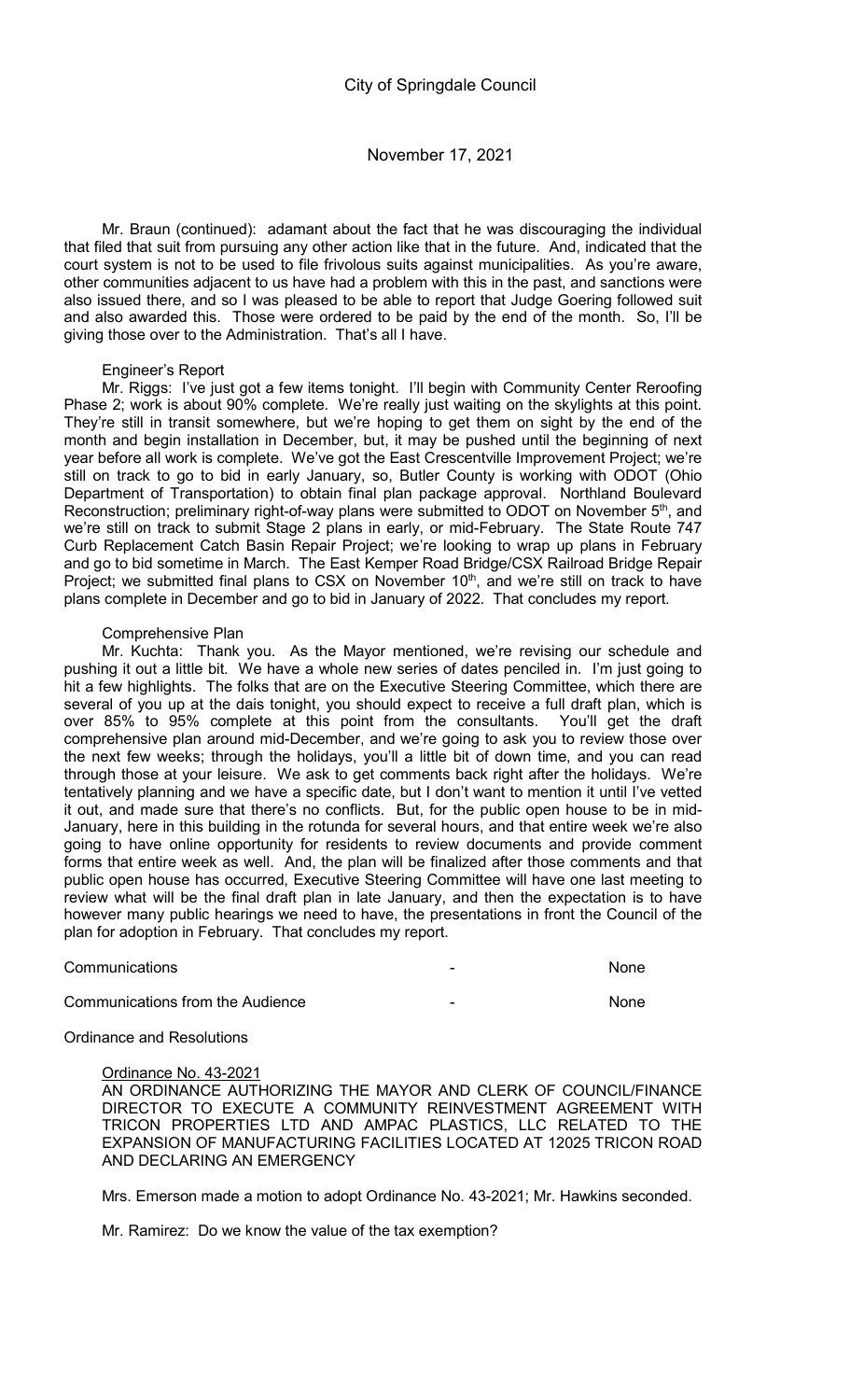Mr. Braun (continued): adamant about the fact that he was discouraging the individual that filed that suit from pursuing any other action like that in the future. And, indicated that the court system is not to be used to file frivolous suits against municipalities. As you're aware, other communities adjacent to us have had a problem with this in the past, and sanctions were also issued there, and so I was pleased to be able to report that Judge Goering followed suit and also awarded this. Those were ordered to be paid by the end of the month. So, I'll be giving those over to the Administration. That's all I have.

Engineer's Report

Mr. Riggs: I've just got a few items tonight. I'll begin with Community Center Reroofing Phase 2; work is about 90% complete. We're really just waiting on the skylights at this point. They're still in transit somewhere, but we're hoping to get them on sight by the end of the month and begin installation in December, but, it may be pushed until the beginning of next year before all work is complete. We've got the East Crescentville Improvement Project; we're still on track to go to bid in early January, so, Butler County is working with ODOT (Ohio Department of Transportation) to obtain final plan package approval. Northland Boulevard Reconstruction; preliminary right-of-way plans were submitted to ODOT on November 5th, and we're still on track to submit Stage 2 plans in early, or mid-February. The State Route 747 Curb Replacement Catch Basin Repair Project; we're looking to wrap up plans in February and go to bid sometime in March. The East Kemper Road Bridge/CSX Railroad Bridge Repair Project; we submitted final plans to CSX on November 10th, and we're still on track to have plans complete in December and go to bid in January of 2022. That concludes my report.

Comprehensive Plan

Mr. Kuchta: Thank you. As the Mayor mentioned, we're revising our schedule and pushing it out a little bit. We have a whole new series of dates penciled in. I'm just going to hit a few highlights. The folks that are on the Executive Steering Committee, which there are several of you up at the dais tonight, you should expect to receive a full draft plan, which is over 85% to 95% complete at this point from the consultants. You'll get the draft comprehensive plan around mid-December, and we're going to ask you to review those over the next few weeks; through the holidays, you'll a little bit of down time, and you can read through those at your leisure. We ask to get comments back right after the holidays. We're tentatively planning and we have a specific date, but I don't want to mention it until I've vetted it out, and made sure that there's no conflicts. But, for the public open house to be in mid-January, here in this building in the rotunda for several hours, and that entire week we're also going to have online opportunity for residents to review documents and provide comment forms that entire week as well. And, the plan will be finalized after those comments and that public open house has occurred, Executive Steering Committee will have one last meeting to review what will be the final draft plan in late January, and then the expectation is to have however many public hearings we need to have, the presentations in front the Council of the plan for adoption in February. That concludes my report.

Communications - None

Communications from the Audience - None

Ordinance and Resolutions

Ordinance No. 43-2021

AN ORDINANCE AUTHORIZING THE MAYOR AND CLERK OF COUNCIL/FINANCE DIRECTOR TO EXECUTE A COMMUNITY REINVESTMENT AGREEMENT WITH TRICON PROPERTIES LTD AND AMPAC PLASTICS, LLC RELATED TO THE EXPANSION OF MANUFACTURING FACILITIES LOCATED AT 12025 TRICON ROAD AND DECLARING AN EMERGENCY

Mrs. Emerson made a motion to adopt Ordinance No. 43-2021; Mr. Hawkins seconded.

Mr. Ramirez: Do we know the value of the tax exemption?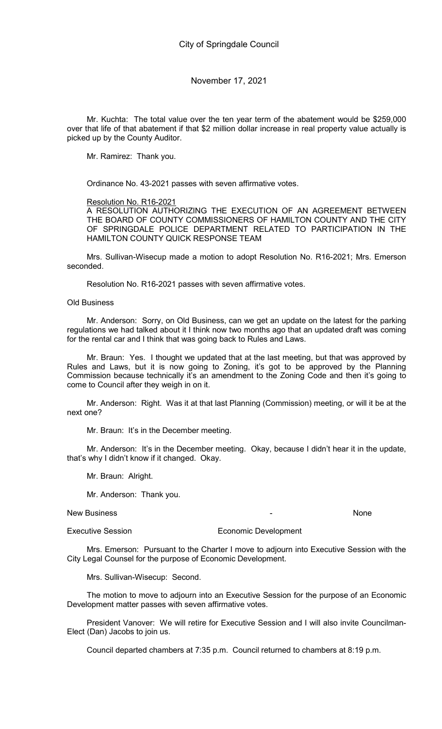Mr. Kuchta: The total value over the ten year term of the abatement would be $259,000 over that life of that abatement if that $2 million dollar increase in real property value actually is picked up by the County Auditor.

Mr. Ramirez: Thank you.

Ordinance No. 43-2021 passes with seven affirmative votes.

Resolution No. R16-2021

A RESOLUTION AUTHORIZING THE EXECUTION OF AN AGREEMENT BETWEEN THE BOARD OF COUNTY COMMISSIONERS OF HAMILTON COUNTY AND THE CITY OF SPRINGDALE POLICE DEPARTMENT RELATED TO PARTICIPATION IN THE HAMILTON COUNTY QUICK RESPONSE TEAM

Mrs. Sullivan-Wisecup made a motion to adopt Resolution No. R16-2021; Mrs. Emerson seconded.

Resolution No. R16-2021 passes with seven affirmative votes.

Old Business

Mr. Anderson: Sorry, on Old Business, can we get an update on the latest for the parking regulations we had talked about it I think now two months ago that an updated draft was coming for the rental car and I think that was going back to Rules and Laws.

Mr. Braun: Yes. I thought we updated that at the last meeting, but that was approved by Rules and Laws, but it is now going to Zoning, it's got to be approved by the Planning Commission because technically it's an amendment to the Zoning Code and then it's going to come to Council after they weigh in on it.

Mr. Anderson: Right. Was it at that last Planning (Commission) meeting, or will it be at the next one?

Mr. Braun: It's in the December meeting.

Mr. Anderson: It's in the December meeting. Okay, because I didn't hear it in the update, that's why I didn't know if it changed. Okay.

Mr. Braun: Alright.

Mr. Anderson: Thank you.

New Business - None

Executive Session Economic Development

Mrs. Emerson: Pursuant to the Charter I move to adjourn into Executive Session with the City Legal Counsel for the purpose of Economic Development.

Mrs. Sullivan-Wisecup: Second.

The motion to move to adjourn into an Executive Session for the purpose of an Economic Development matter passes with seven affirmative votes.

President Vanover: We will retire for Executive Session and I will also invite Councilman-Elect (Dan) Jacobs to join us.

Council departed chambers at 7:35 p.m. Council returned to chambers at 8:19 p.m.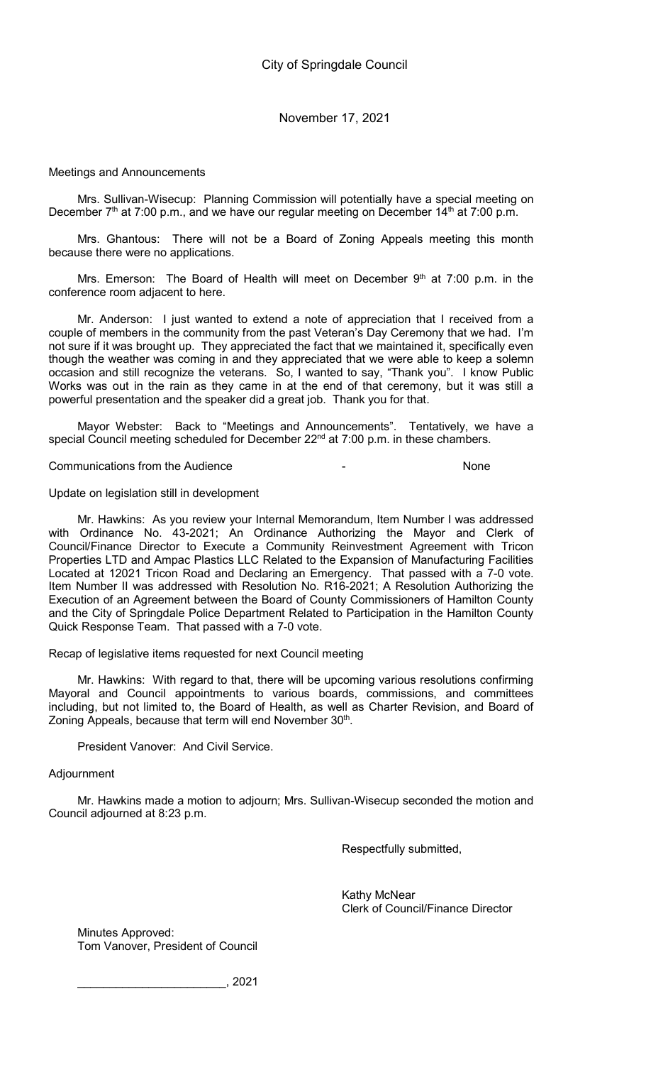City of Springdale Council

November 17, 2021

Meetings and Announcements

Mrs. Sullivan-Wisecup: Planning Commission will potentially have a special meeting on December 7th at 7:00 p.m., and we have our regular meeting on December 14th at 7:00 p.m.

Mrs. Ghantous: There will not be a Board of Zoning Appeals meeting this month because there were no applications.

Mrs. Emerson: The Board of Health will meet on December 9th at 7:00 p.m. in the conference room adjacent to here.

Mr. Anderson: I just wanted to extend a note of appreciation that I received from a couple of members in the community from the past Veteran's Day Ceremony that we had. I'm not sure if it was brought up. They appreciated the fact that we maintained it, specifically even though the weather was coming in and they appreciated that we were able to keep a solemn occasion and still recognize the veterans. So, I wanted to say, "Thank you". I know Public Works was out in the rain as they came in at the end of that ceremony, but it was still a powerful presentation and the speaker did a great job. Thank you for that.

Mayor Webster: Back to "Meetings and Announcements". Tentatively, we have a special Council meeting scheduled for December 22nd at 7:00 p.m. in these chambers.

Communications from the Audience - None

Update on legislation still in development

Mr. Hawkins: As you review your Internal Memorandum, Item Number I was addressed with Ordinance No. 43-2021; An Ordinance Authorizing the Mayor and Clerk of Council/Finance Director to Execute a Community Reinvestment Agreement with Tricon Properties LTD and Ampac Plastics LLC Related to the Expansion of Manufacturing Facilities Located at 12021 Tricon Road and Declaring an Emergency. That passed with a 7-0 vote. Item Number II was addressed with Resolution No. R16-2021; A Resolution Authorizing the Execution of an Agreement between the Board of County Commissioners of Hamilton County and the City of Springdale Police Department Related to Participation in the Hamilton County Quick Response Team. That passed with a 7-0 vote.

Recap of legislative items requested for next Council meeting

Mr. Hawkins: With regard to that, there will be upcoming various resolutions confirming Mayoral and Council appointments to various boards, commissions, and committees including, but not limited to, the Board of Health, as well as Charter Revision, and Board of Zoning Appeals, because that term will end November 30th.

President Vanover: And Civil Service.

Adjournment

Mr. Hawkins made a motion to adjourn; Mrs. Sullivan-Wisecup seconded the motion and Council adjourned at 8:23 p.m.

Respectfully submitted,

Kathy McNear
Clerk of Council/Finance Director

Minutes Approved:
Tom Vanover, President of Council

______________________, 2021